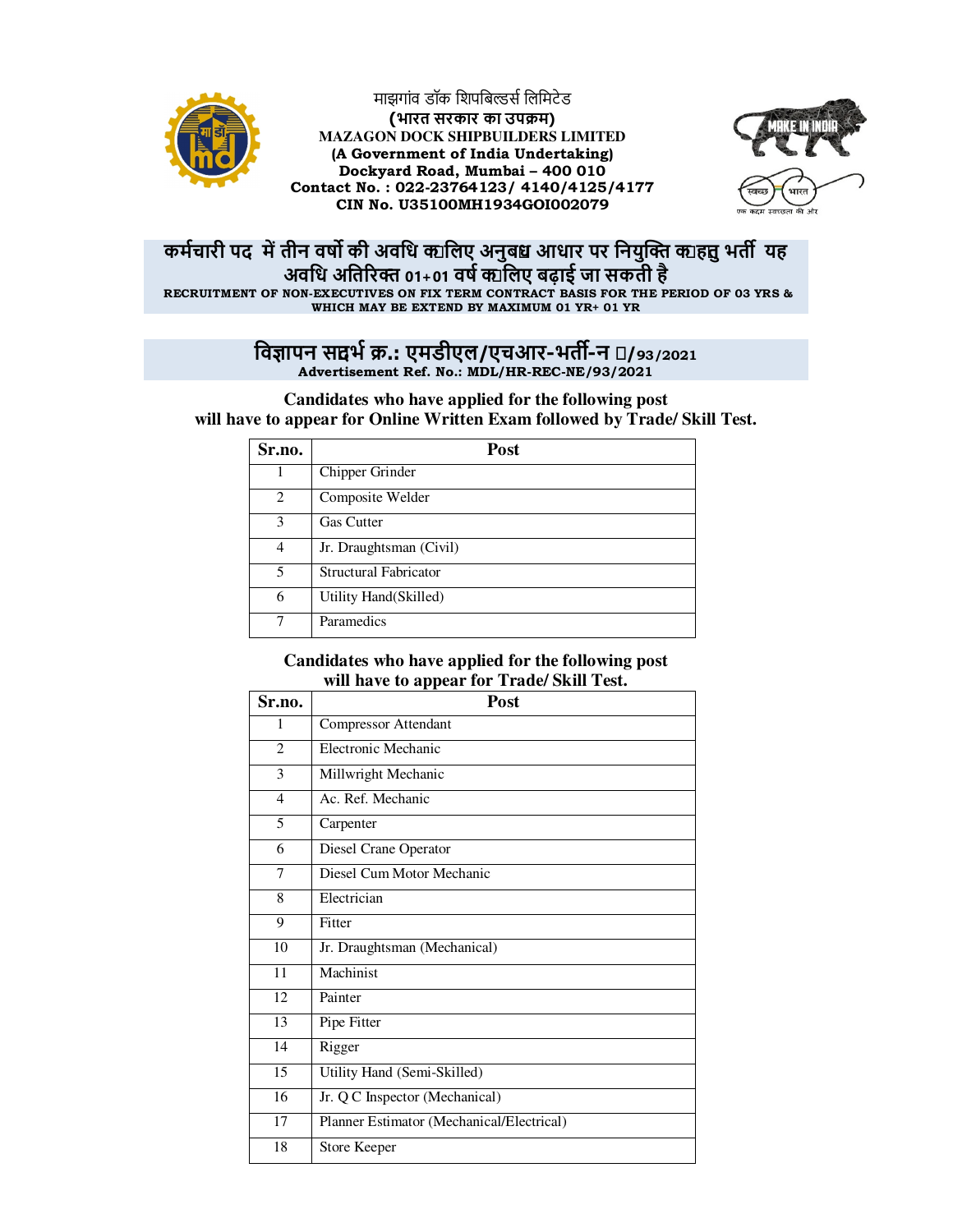माझगांव डॉक शिपबिल्डर्स लिमिटेड
**(भारत सरकार का उपक्रम)**
**MAZAGON DOCK SHIPBUILDERS LIMITED**
**(A Government of India Undertaking)**
**Dockyard Road, Mumbai – 400 010**
**Contact No. : 022-23764123/ 4140/4125/4177**
**CIN No. U35100MH1934GOI002079**

## कर्मचारी पद में तीन वर्षो की अवधि के लिए अनुबंध आधार पर नियुक्ति के हेतु भर्ती यह अवधि अतिरिक्त 01+01 वर्ष के लिए बढ़ाई जा सकती है

**RECRUITMENT OF NON-EXECUTIVES ON FIX TERM CONTRACT BASIS FOR THE PERIOD OF 03 YRS & WHICH MAY BE EXTEND BY MAXIMUM 01 YR+ 01 YR**

## विज्ञापन संदर्भ क्र.: एमडीएल/एचआर-भर्ती-न /93/2021

**Advertisement Ref. No.: MDL/HR-REC-NE/93/2021**

**Candidates who have applied for the following post will have to appear for Online Written Exam followed by Trade/ Skill Test.**

| Sr.no. | Post |
|---|---|
| 1 | Chipper Grinder |
| 2 | Composite Welder |
| 3 | Gas Cutter |
| 4 | Jr. Draughtsman (Civil) |
| 5 | Structural Fabricator |
| 6 | Utility Hand(Skilled) |
| 7 | Paramedics |

**Candidates who have applied for the following post will have to appear for Trade/ Skill Test.**

| Sr.no. | Post |
|---|---|
| 1 | Compressor Attendant |
| 2 | Electronic Mechanic |
| 3 | Millwright Mechanic |
| 4 | Ac. Ref. Mechanic |
| 5 | Carpenter |
| 6 | Diesel Crane Operator |
| 7 | Diesel Cum Motor Mechanic |
| 8 | Electrician |
| 9 | Fitter |
| 10 | Jr. Draughtsman (Mechanical) |
| 11 | Machinist |
| 12 | Painter |
| 13 | Pipe Fitter |
| 14 | Rigger |
| 15 | Utility Hand (Semi-Skilled) |
| 16 | Jr. Q C Inspector (Mechanical) |
| 17 | Planner Estimator (Mechanical/Electrical) |
| 18 | Store Keeper |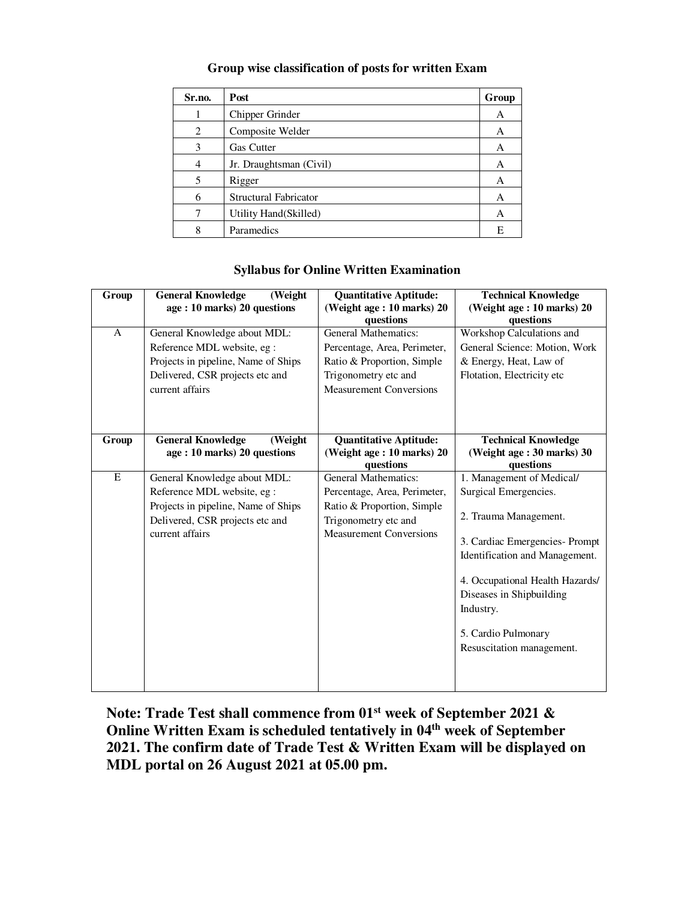**Group wise classification of posts for written Exam**

| Sr.no. | Post | Group |
|---|---|---|
| 1 | Chipper Grinder | A |
| 2 | Composite Welder | A |
| 3 | Gas Cutter | A |
| 4 | Jr. Draughtsman (Civil) | A |
| 5 | Rigger | A |
| 6 | Structural Fabricator | A |
| 7 | Utility Hand(Skilled) | A |
| 8 | Paramedics | E |

**Syllabus for Online Written Examination**

| Group | General Knowledge (Weight age : 10 marks) 20 questions | Quantitative Aptitude: (Weight age : 10 marks) 20 questions | Technical Knowledge (Weight age : 10 marks) 20 questions |
|---|---|---|---|
| A | General Knowledge about MDL: Reference MDL website, eg : Projects in pipeline, Name of Ships Delivered, CSR projects etc and current affairs | General Mathematics: Percentage, Area, Perimeter, Ratio & Proportion, Simple Trigonometry etc and Measurement Conversions | Workshop Calculations and General Science: Motion, Work & Energy, Heat, Law of Flotation, Electricity etc |
| **Group** | **General Knowledge (Weight age : 10 marks) 20 questions** | **Quantitative Aptitude: (Weight age : 10 marks) 20 questions** | **Technical Knowledge (Weight age : 30 marks) 30 questions** |
| E | General Knowledge about MDL: Reference MDL website, eg : Projects in pipeline, Name of Ships Delivered, CSR projects etc and current affairs | General Mathematics: Percentage, Area, Perimeter, Ratio & Proportion, Simple Trigonometry etc and Measurement Conversions | 1. Management of Medical/ Surgical Emergencies.<br><br>2. Trauma Management.<br><br>3. Cardiac Emergencies- Prompt Identification and Management.<br><br>4. Occupational Health Hazards/ Diseases in Shipbuilding Industry.<br><br>5. Cardio Pulmonary Resuscitation management. |

**Note: Trade Test shall commence from 01st week of September 2021 & Online Written Exam is scheduled tentatively in 04th week of September 2021. The confirm date of Trade Test & Written Exam will be displayed on MDL portal on 26 August 2021 at 05.00 pm.**